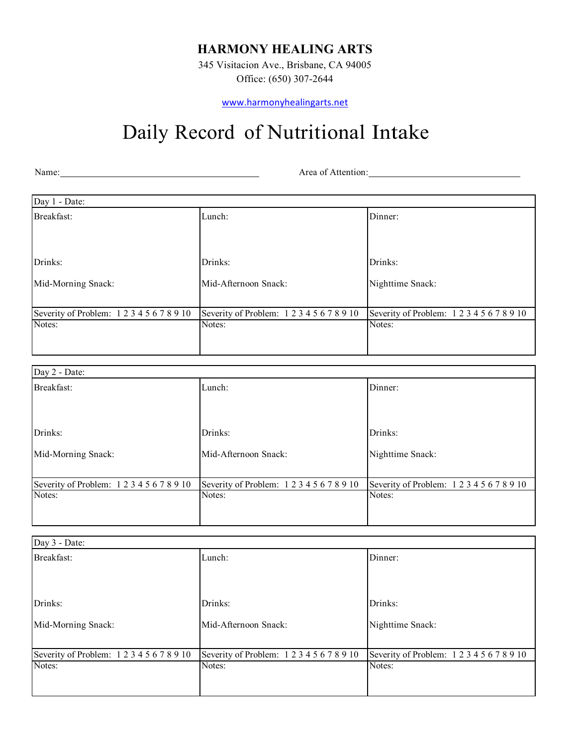# HARMONY HEALING ARTS

345 Visitacion Ave., Brisbane, CA 94005
Office: (650) 307-2644

www.harmonyhealingarts.net

# Daily Record of Nutritional Intake

Name:\_\_\_\_\_\_\_\_\_\_\_\_\_\_\_\_\_\_\_\_\_\_\_\_\_\_\_\_\_\_\_\_\_\_\_\_\_\_\_\_ Area of Attention:\_\_\_\_\_\_\_\_\_\_\_\_\_\_\_\_\_\_\_\_\_\_\_\_\_\_\_\_\_\_\_\_

| Day 1 - Date: | | |
|---|---|---|
| Breakfast:<br><br><br>Drinks:<br><br>Mid-Morning Snack: | Lunch:<br><br><br>Drinks:<br><br>Mid-Afternoon Snack: | Dinner:<br><br><br>Drinks:<br><br>Nighttime Snack: |
| Severity of Problem: 1 2 3 4 5 6 7 8 9 10 | Severity of Problem: 1 2 3 4 5 6 7 8 9 10 | Severity of Problem: 1 2 3 4 5 6 7 8 9 10 |
| Notes: | Notes: | Notes: |

| Day 2 - Date: | | |
|---|---|---|
| Breakfast:<br><br><br>Drinks:<br><br>Mid-Morning Snack: | Lunch:<br><br><br>Drinks:<br><br>Mid-Afternoon Snack: | Dinner:<br><br><br>Drinks:<br><br>Nighttime Snack: |
| Severity of Problem: 1 2 3 4 5 6 7 8 9 10 | Severity of Problem: 1 2 3 4 5 6 7 8 9 10 | Severity of Problem: 1 2 3 4 5 6 7 8 9 10 |
| Notes: | Notes: | Notes: |

| Day 3 - Date: | | |
|---|---|---|
| Breakfast:<br><br><br>Drinks:<br><br>Mid-Morning Snack: | Lunch:<br><br><br>Drinks:<br><br>Mid-Afternoon Snack: | Dinner:<br><br><br>Drinks:<br><br>Nighttime Snack: |
| Severity of Problem: 1 2 3 4 5 6 7 8 9 10 | Severity of Problem: 1 2 3 4 5 6 7 8 9 10 | Severity of Problem: 1 2 3 4 5 6 7 8 9 10 |
| Notes: | Notes: | Notes: |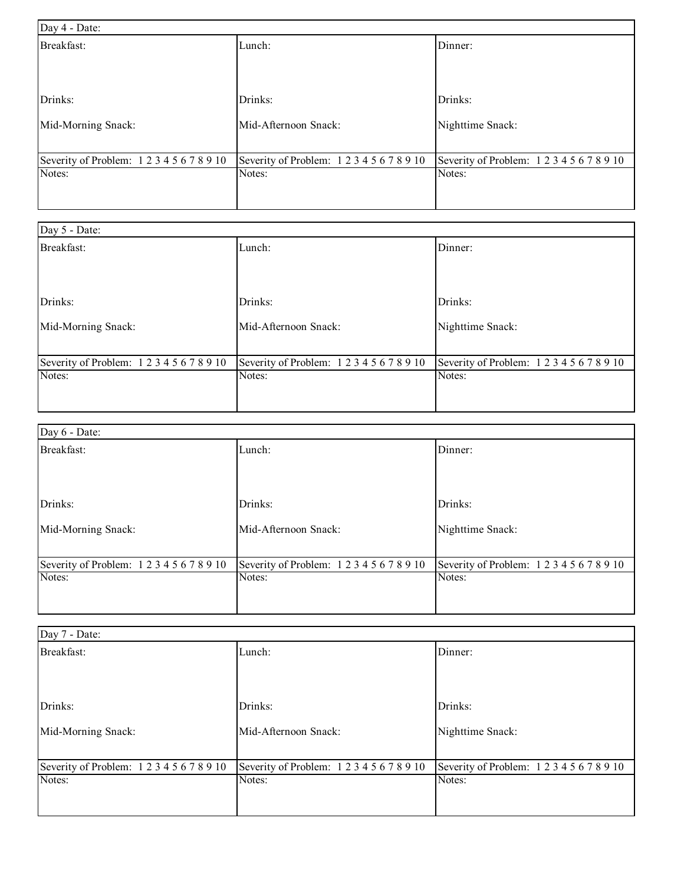| Day 4 - Date: | | |
|---|---|---|
| Breakfast:<br><br>Drinks:<br><br>Mid-Morning Snack: | Lunch:<br><br>Drinks:<br><br>Mid-Afternoon Snack: | Dinner:<br><br>Drinks:<br><br>Nighttime Snack: |
| Severity of Problem: 1 2 3 4 5 6 7 8 9 10 | Severity of Problem: 1 2 3 4 5 6 7 8 9 10 | Severity of Problem: 1 2 3 4 5 6 7 8 9 10 |
| Notes: | Notes: | Notes: |

| Day 5 - Date: | | |
|---|---|---|
| Breakfast:<br><br>Drinks:<br><br>Mid-Morning Snack: | Lunch:<br><br>Drinks:<br><br>Mid-Afternoon Snack: | Dinner:<br><br>Drinks:<br><br>Nighttime Snack: |
| Severity of Problem: 1 2 3 4 5 6 7 8 9 10 | Severity of Problem: 1 2 3 4 5 6 7 8 9 10 | Severity of Problem: 1 2 3 4 5 6 7 8 9 10 |
| Notes: | Notes: | Notes: |

| Day 6 - Date: | | |
|---|---|---|
| Breakfast:<br><br>Drinks:<br><br>Mid-Morning Snack: | Lunch:<br><br>Drinks:<br><br>Mid-Afternoon Snack: | Dinner:<br><br>Drinks:<br><br>Nighttime Snack: |
| Severity of Problem: 1 2 3 4 5 6 7 8 9 10 | Severity of Problem: 1 2 3 4 5 6 7 8 9 10 | Severity of Problem: 1 2 3 4 5 6 7 8 9 10 |
| Notes: | Notes: | Notes: |

| Day 7 - Date: | | |
|---|---|---|
| Breakfast:<br><br>Drinks:<br><br>Mid-Morning Snack: | Lunch:<br><br>Drinks:<br><br>Mid-Afternoon Snack: | Dinner:<br><br>Drinks:<br><br>Nighttime Snack: |
| Severity of Problem: 1 2 3 4 5 6 7 8 9 10 | Severity of Problem: 1 2 3 4 5 6 7 8 9 10 | Severity of Problem: 1 2 3 4 5 6 7 8 9 10 |
| Notes: | Notes: | Notes: |